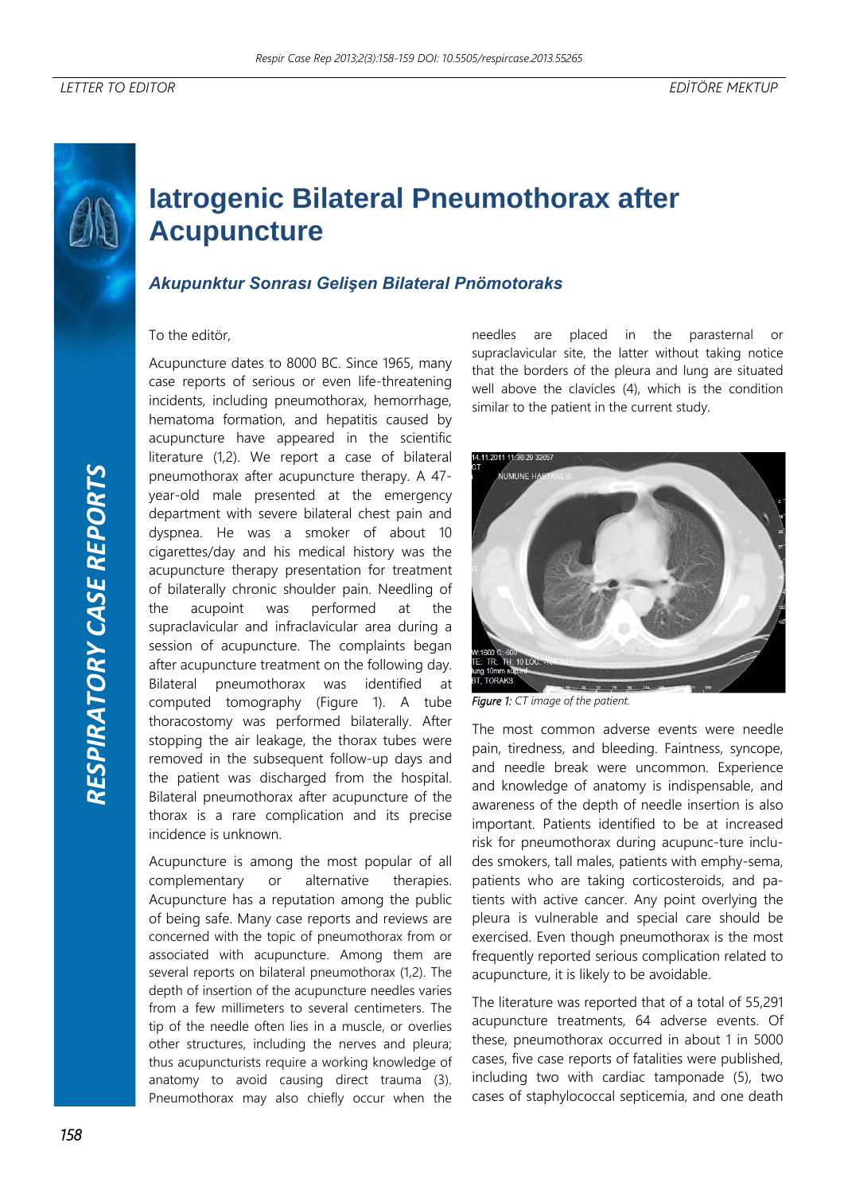LETTER TO EDITOR

EDİTÖRE MEKTUP

# Iatrogenic Bilateral Pneumothorax after Acupuncture

## *Akupunktur Sonrası Gelişen Bilateral Pnömotoraks*

To the editör,

Acupuncture dates to 8000 BC. Since 1965, many case reports of serious or even life-threatening incidents, including pneumothorax, hemorrhage, hematoma formation, and hepatitis caused by acupuncture have appeared in the scientific literature (1,2). We report a case of bilateral pneumothorax after acupuncture therapy. A 47-year-old male presented at the emergency department with severe bilateral chest pain and dyspnea. He was a smoker of about 10 cigarettes/day and his medical history was the acupuncture therapy presentation for treatment of bilaterally chronic shoulder pain. Needling of the acupoint was performed at the supraclavicular and infraclavicular area during a session of acupuncture. The complaints began after acupuncture treatment on the following day. Bilateral pneumothorax was identified at computed tomography (Figure 1). A tube thoracostomy was performed bilaterally. After stopping the air leakage, the thorax tubes were removed in the subsequent follow-up days and the patient was discharged from the hospital. Bilateral pneumothorax after acupuncture of the thorax is a rare complication and its precise incidence is unknown.

Acupuncture is among the most popular of all complementary or alternative therapies. Acupuncture has a reputation among the public of being safe. Many case reports and reviews are concerned with the topic of pneumothorax from or associated with acupuncture. Among them are several reports on bilateral pneumothorax (1,2). The depth of insertion of the acupuncture needles varies from a few millimeters to several centimeters. The tip of the needle often lies in a muscle, or overlies other structures, including the nerves and pleura; thus acupuncturists require a working knowledge of anatomy to avoid causing direct trauma (3). Pneumothorax may also chiefly occur when the needles are placed in the parasternal or supraclavicular site, the latter without taking notice that the borders of the pleura and lung are situated well above the clavicles (4), which is the condition similar to the patient in the current study.

*Figure 1: CT image of the patient.*

The most common adverse events were needle pain, tiredness, and bleeding. Faintness, syncope, and needle break were uncommon. Experience and knowledge of anatomy is indispensable, and awareness of the depth of needle insertion is also important. Patients identified to be at increased risk for pneumothorax during acupunc-ture inclu-des smokers, tall males, patients with emphy-sema, patients who are taking corticosteroids, and pa-tients with active cancer. Any point overlying the pleura is vulnerable and special care should be exercised. Even though pneumothorax is the most frequently reported serious complication related to acupuncture, it is likely to be avoidable.

The literature was reported that of a total of 55,291 acupuncture treatments, 64 adverse events. Of these, pneumothorax occurred in about 1 in 5000 cases, five case reports of fatalities were published, including two with cardiac tamponade (5), two cases of staphylococcal septicemia, and one death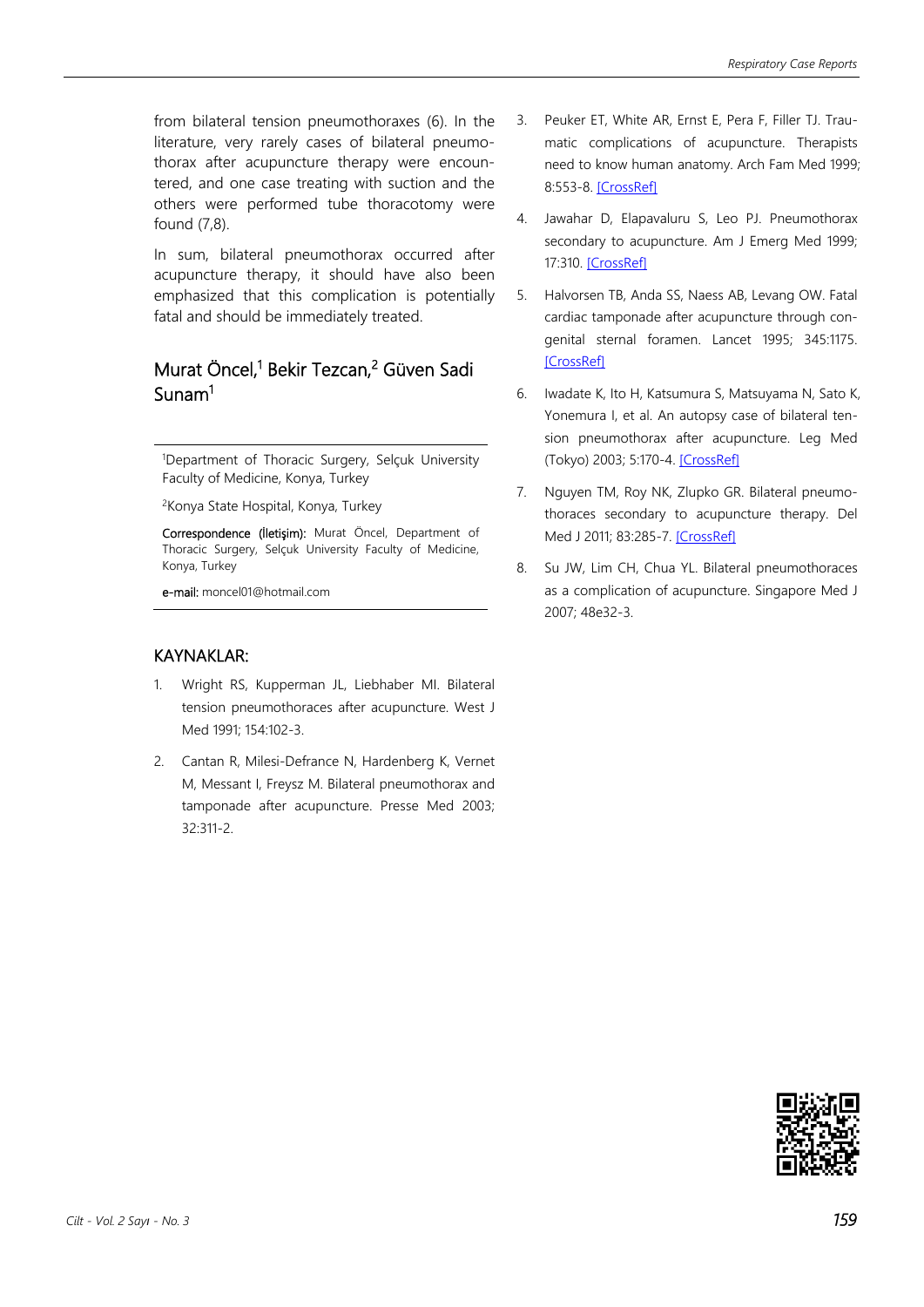from bilateral tension pneumothoraxes (6). In the literature, very rarely cases of bilateral pneumothorax after acupuncture therapy were encountered, and one case treating with suction and the others were performed tube thoracotomy were found (7,8).

In sum, bilateral pneumothorax occurred after acupuncture therapy, it should have also been emphasized that this complication is potentially fatal and should be immediately treated.

## Murat Öncel,[1] Bekir Tezcan,[2] Güven Sadi Sunam[1]

[1]Department of Thoracic Surgery, Selçuk University Faculty of Medicine, Konya, Turkey

[2]Konya State Hospital, Konya, Turkey

**Correspondence (İletişim):** Murat Öncel, Department of Thoracic Surgery, Selçuk University Faculty of Medicine, Konya, Turkey

**e-mail:** moncel01@hotmail.com

## KAYNAKLAR:

1. Wright RS, Kupperman JL, Liebhaber MI. Bilateral tension pneumothoraces after acupuncture. West J Med 1991; 154:102-3.
2. Cantan R, Milesi-Defrance N, Hardenberg K, Vernet M, Messant I, Freysz M. Bilateral pneumothorax and tamponade after acupuncture. Presse Med 2003; 32:311-2.
3. Peuker ET, White AR, Ernst E, Pera F, Filler TJ. Traumatic complications of acupuncture. Therapists need to know human anatomy. Arch Fam Med 1999; 8:553-8. [CrossRef]
4. Jawahar D, Elapavaluru S, Leo PJ. Pneumothorax secondary to acupuncture. Am J Emerg Med 1999; 17:310. [CrossRef]
5. Halvorsen TB, Anda SS, Naess AB, Levang OW. Fatal cardiac tamponade after acupuncture through congenital sternal foramen. Lancet 1995; 345:1175. [CrossRef]
6. Iwadate K, Ito H, Katsumura S, Matsuyama N, Sato K, Yonemura I, et al. An autopsy case of bilateral tension pneumothorax after acupuncture. Leg Med (Tokyo) 2003; 5:170-4. [CrossRef]
7. Nguyen TM, Roy NK, Zlupko GR. Bilateral pneumothoraces secondary to acupuncture therapy. Del Med J 2011; 83:285-7. [CrossRef]
8. Su JW, Lim CH, Chua YL. Bilateral pneumothoraces as a complication of acupuncture. Singapore Med J 2007; 48e32-3.